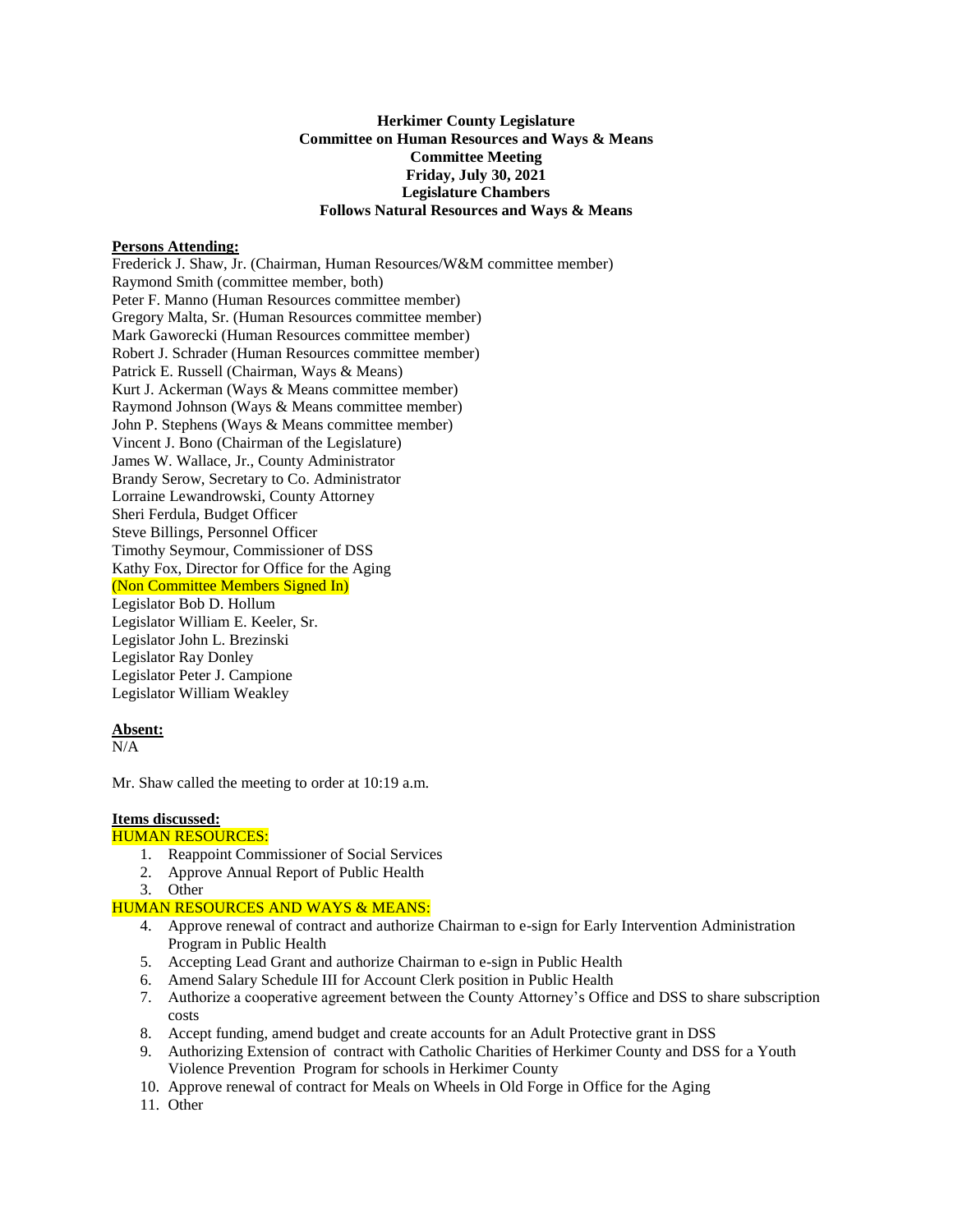**Herkimer County Legislature**
**Committee on Human Resources and Ways & Means**
**Committee Meeting**
**Friday, July 30, 2021**
**Legislature Chambers**
**Follows Natural Resources and Ways & Means**

**Persons Attending:**

Frederick J. Shaw, Jr. (Chairman, Human Resources/W&M committee member)
Raymond Smith (committee member, both)
Peter F. Manno (Human Resources committee member)
Gregory Malta, Sr. (Human Resources committee member)
Mark Gaworecki (Human Resources committee member)
Robert J. Schrader (Human Resources committee member)
Patrick E. Russell (Chairman, Ways & Means)
Kurt J. Ackerman (Ways & Means committee member)
Raymond Johnson (Ways & Means committee member)
John P. Stephens (Ways & Means committee member)
Vincent J. Bono (Chairman of the Legislature)
James W. Wallace, Jr., County Administrator
Brandy Serow, Secretary to Co. Administrator
Lorraine Lewandrowski, County Attorney
Sheri Ferdula, Budget Officer
Steve Billings, Personnel Officer
Timothy Seymour, Commissioner of DSS
Kathy Fox, Director for Office for the Aging
(Non Committee Members Signed In)
Legislator Bob D. Hollum
Legislator William E. Keeler, Sr.
Legislator John L. Brezinski
Legislator Ray Donley
Legislator Peter J. Campione
Legislator William Weakley

**Absent:**

N/A

Mr. Shaw called the meeting to order at 10:19 a.m.

**Items discussed:**

HUMAN RESOURCES:

1. Reappoint Commissioner of Social Services
2. Approve Annual Report of Public Health
3. Other

HUMAN RESOURCES AND WAYS & MEANS:

4. Approve renewal of contract and authorize Chairman to e-sign for Early Intervention Administration Program in Public Health
5. Accepting Lead Grant and authorize Chairman to e-sign in Public Health
6. Amend Salary Schedule III for Account Clerk position in Public Health
7. Authorize a cooperative agreement between the County Attorney's Office and DSS to share subscription costs
8. Accept funding, amend budget and create accounts for an Adult Protective grant in DSS
9. Authorizing Extension of contract with Catholic Charities of Herkimer County and DSS for a Youth Violence Prevention Program for schools in Herkimer County
10. Approve renewal of contract for Meals on Wheels in Old Forge in Office for the Aging
11. Other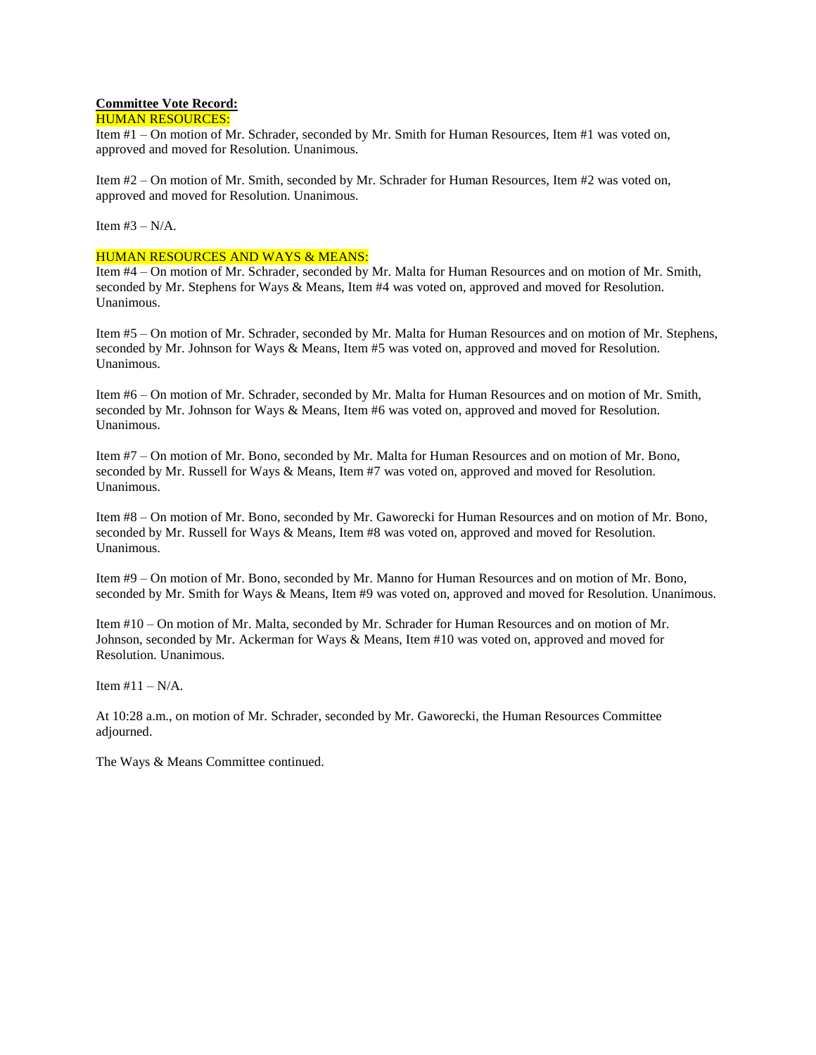**Committee Vote Record:**

HUMAN RESOURCES:

Item #1 – On motion of Mr. Schrader, seconded by Mr. Smith for Human Resources, Item #1 was voted on, approved and moved for Resolution. Unanimous.

Item #2 – On motion of Mr. Smith, seconded by Mr. Schrader for Human Resources, Item #2 was voted on, approved and moved for Resolution. Unanimous.

Item #3 – N/A.

HUMAN RESOURCES AND WAYS & MEANS:

Item #4 – On motion of Mr. Schrader, seconded by Mr. Malta for Human Resources and on motion of Mr. Smith, seconded by Mr. Stephens for Ways & Means, Item #4 was voted on, approved and moved for Resolution. Unanimous.

Item #5 – On motion of Mr. Schrader, seconded by Mr. Malta for Human Resources and on motion of Mr. Stephens, seconded by Mr. Johnson for Ways & Means, Item #5 was voted on, approved and moved for Resolution. Unanimous.

Item #6 – On motion of Mr. Schrader, seconded by Mr. Malta for Human Resources and on motion of Mr. Smith, seconded by Mr. Johnson for Ways & Means, Item #6 was voted on, approved and moved for Resolution. Unanimous.

Item #7 – On motion of Mr. Bono, seconded by Mr. Malta for Human Resources and on motion of Mr. Bono, seconded by Mr. Russell for Ways & Means, Item #7 was voted on, approved and moved for Resolution. Unanimous.

Item #8 – On motion of Mr. Bono, seconded by Mr. Gaworecki for Human Resources and on motion of Mr. Bono, seconded by Mr. Russell for Ways & Means, Item #8 was voted on, approved and moved for Resolution. Unanimous.

Item #9 – On motion of Mr. Bono, seconded by Mr. Manno for Human Resources and on motion of Mr. Bono, seconded by Mr. Smith for Ways & Means, Item #9 was voted on, approved and moved for Resolution. Unanimous.

Item #10 – On motion of Mr. Malta, seconded by Mr. Schrader for Human Resources and on motion of Mr. Johnson, seconded by Mr. Ackerman for Ways & Means, Item #10 was voted on, approved and moved for Resolution. Unanimous.

Item #11 – N/A.

At 10:28 a.m., on motion of Mr. Schrader, seconded by Mr. Gaworecki, the Human Resources Committee adjourned.

The Ways & Means Committee continued.